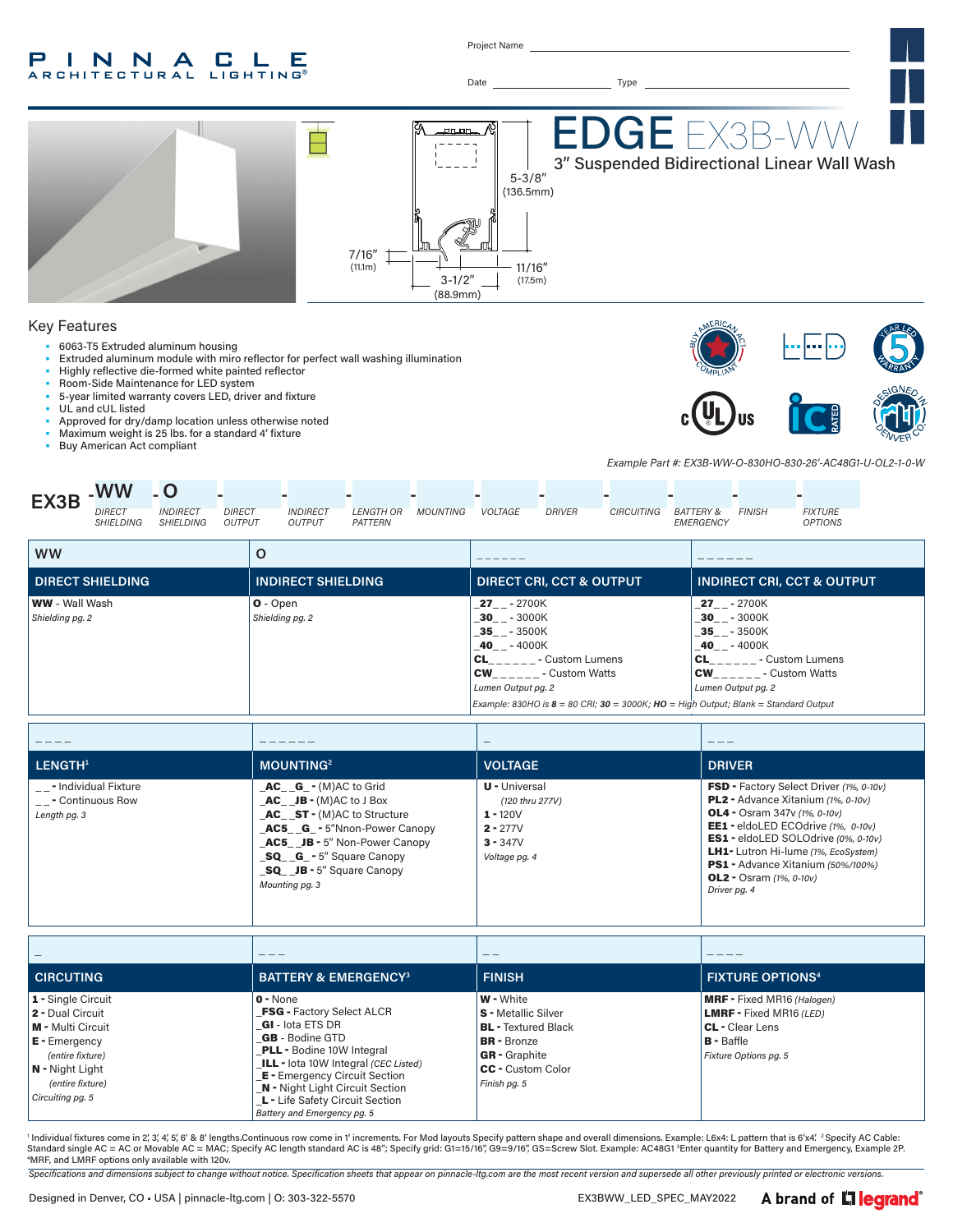# PINNACLE ARCHITECTURAL LIGHTING®

Project Name ______________________

Date ______________ Type ______________

# EDGE EX3B-WW

## 3" Suspended Bidirectional Linear Wall Wash

5-3/8" (136.5mm)

7/16" (11.1m)

3-1/2" (88.9mm)

11/16" (17.5m)

## Key Features

- 6063-T5 Extruded aluminum housing
- Extruded aluminum module with miro reflector for perfect wall washing illumination
- Highly reflective die-formed white painted reflector
- Room-Side Maintenance for LED system
- 5-year limited warranty covers LED, driver and fixture
- UL and cUL listed
- Approved for dry/damp location unless otherwise noted
- Maximum weight is 25 lbs. for a standard 4' fixture
- Buy American Act compliant

*Example Part #: EX3B-WW-O-830HO-830-26'-AC48G1-U-OL2-1-0-W*

| EX3B | -WW | -O | - | - | - | - | - | - | - | - | - | - |
|---|---|---|---|---|---|---|---|---|---|---|---|---|
| | *DIRECT SHIELDING* | *INDIRECT SHIELDING* | *DIRECT OUTPUT* | *INDIRECT OUTPUT* | *LENGTH OR PATTERN* | *MOUNTING* | *VOLTAGE* | *DRIVER* | *CIRCUITING* | *BATTERY & EMERGENCY* | *FINISH* | *FIXTURE OPTIONS* |

| WW | O | _ _ _ _ _ _ | _ _ _ _ _ _ |
|---|---|---|---|
| **DIRECT SHIELDING** | **INDIRECT SHIELDING** | **DIRECT CRI, CCT & OUTPUT** | **INDIRECT CRI, CCT & OUTPUT** |
| **WW** - Wall Wash<br>*Shielding pg. 2* | **O** - Open<br>*Shielding pg. 2* | **_27_ _** - 2700K<br>**_30_ _** - 3000K<br>**_35_ _** - 3500K<br>**_40_ _** - 4000K<br>**CL_ _ _ _ _ _** - Custom Lumens<br>**CW_ _ _ _ _ _** - Custom Watts<br>*Lumen Output pg. 2* | **_27_ _** - 2700K<br>**_30_ _** - 3000K<br>**_35_ _** - 3500K<br>**_40_ _** - 4000K<br>**CL_ _ _ _ _ _** - Custom Lumens<br>**CW_ _ _ _ _ _** - Custom Watts<br>*Lumen Output pg. 2* |

*Example: 830HO is **8** = 80 CRI; **30** = 3000K; **HO** = High Output; Blank = Standard Output*

| _ _ _ _ | _ _ _ _ _ _ | _ | _ _ _ |
|---|---|---|---|
| **LENGTH[1]** | **MOUNTING[2]** | **VOLTAGE** | **DRIVER** |
| _ _ - Individual Fixture<br>_ _ - Continuous Row<br>*Length pg. 3* | **_AC_ _G_ -** (M)AC to Grid<br>**_AC_ _JB -** (M)AC to J Box<br>**_AC_ _ST -** (M)AC to Structure<br>**_AC5_ _G_ -** 5"Nnon-Power Canopy<br>**_AC5_ _JB -** 5" Non-Power Canopy<br>**_SQ_ _G_ -** 5" Square Canopy<br>**_SQ_ _JB -** 5" Square Canopy<br>*Mounting pg. 3* | **U -** Universal<br>*(120 thru 277V)*<br>**1 -** 120V<br>**2 -** 277V<br>**3 -** 347V<br>*Voltage pg. 4* | **FSD -** Factory Select Driver *(1%, 0-10v)*<br>**PL2 -** Advance Xitanium *(1%, 0-10v)*<br>**OL4 -** Osram 347v *(1%, 0-10v)*<br>**EE1 -** eldoLED ECOdrive *(1%, 0-10v)*<br>**ES1 -** eldoLED SOLOdrive *(0%, 0-10v)*<br>**LH1-** Lutron Hi-lume *(1%, EcoSystem)*<br>**PS1 -** Advance Xitanium *(50%/100%)*<br>**OL2 -** Osram *(1%, 0-10v)*<br>*Driver pg. 4* |

| _ | _ _ _ | _ _ | _ _ _ _ |
|---|---|---|---|
| **CIRCUTING** | **BATTERY & EMERGENCY[3]** | **FINISH** | **FIXTURE OPTIONS[4]** |
| **1 -** Single Circuit<br>**2 -** Dual Circuit<br>**M -** Multi Circuit<br>**E -** Emergency<br>*(entire fixture)*<br>**N -** Night Light<br>*(entire fixture)*<br>*Circuiting pg. 5* | **0 -** None<br>**_FSG -** Factory Select ALCR<br>**_GI** - Iota ETS DR<br>**_GB** - Bodine GTD<br>**_PLL -** Bodine 10W Integral<br>**_ILL -** Iota 10W Integral *(CEC Listed)*<br>**_E -** Emergency Circuit Section<br>**_N -** Night Light Circuit Section<br>**_L -** Life Safety Circuit Section<br>*Battery and Emergency pg. 5* | **W -** White<br>**S -** Metallic Silver<br>**BL -** Textured Black<br>**BR -** Bronze<br>**GR -** Graphite<br>**CC -** Custom Color<br>*Finish pg. 5* | **MRF -** Fixed MR16 *(Halogen)*<br>**LMRF -** Fixed MR16 *(LED)*<br>**CL -** Clear Lens<br>**B -** Baffle<br>*Fixture Options pg. 5* |

[1] Individual fixtures come in 2', 3', 4', 5', 6' & 8' lengths.Continuous row come in 1' increments. For Mod layouts Specify pattern shape and overall dimensions. Example: L6x4: L pattern that is 6'x4'. [2] Specify AC Cable: Standard single AC = AC or Movable AC = MAC; Specify AC length standard AC is 48"; Specify grid: G1=15/16", G9=9/16", GS=Screw Slot. Example: AC48G1 [3] Enter quantity for Battery and Emergency, Example 2P. [4] MRF, and LMRF options only available with 120v.

*Specifications and dimensions subject to change without notice. Specification sheets that appear on pinnacle-ltg.com are the most recent version and supersede all other previously printed or electronic versions.*

Designed in Denver, CO • USA | pinnacle-ltg.com | O: 303-322-5570

EX3BWW_LED_SPEC_MAY2022 A brand of legrand®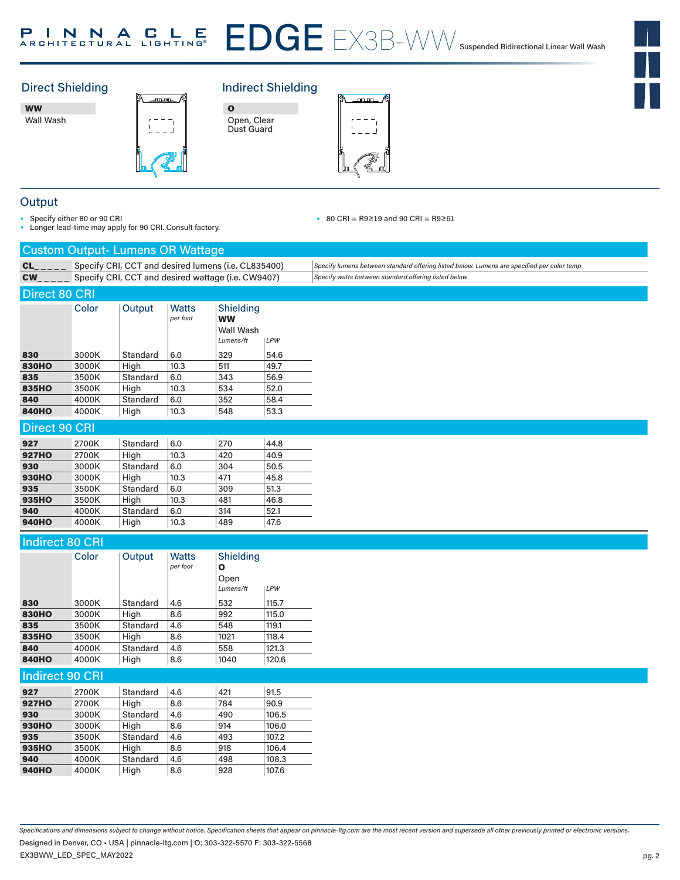# EDGE EX3B-WW Suspended Bidirectional Linear Wall Wash

## Direct Shielding

**WW**
Wall Wash

## Indirect Shielding

**O**
Open, Clear Dust Guard

## Output

- Specify either 80 or 90 CRI
- Longer lead-time may apply for 90 CRI. Consult factory.
- 80 CRI = R9≥19 and 90 CRI = R9≥61

### Custom Output- Lumens OR Wattage

| | | |
|---|---|---|
| **CL_ _ _ _** | Specify CRI, CCT and desired lumens (i.e. CL835400) | *Specify lumens between standard offering listed below. Lumens are specified per color temp* |
| **CW_ _ _ _** | Specify CRI, CCT and desired wattage (i.e. CW9407) | *Specify watts between standard offering listed below* |

### Direct 80 CRI

| | Color | Output | Watts *per foot* | Shielding **WW** Wall Wash *Lumens/ft* | *LPW* |
|---|---|---|---|---|---|
| **830** | 3000K | Standard | 6.0 | 329 | 54.6 |
| **830HO** | 3000K | High | 10.3 | 511 | 49.7 |
| **835** | 3500K | Standard | 6.0 | 343 | 56.9 |
| **835HO** | 3500K | High | 10.3 | 534 | 52.0 |
| **840** | 4000K | Standard | 6.0 | 352 | 58.4 |
| **840HO** | 4000K | High | 10.3 | 548 | 53.3 |

### Direct 90 CRI

| | Color | Output | Watts *per foot* | *Lumens/ft* | *LPW* |
|---|---|---|---|---|---|
| **927** | 2700K | Standard | 6.0 | 270 | 44.8 |
| **927HO** | 2700K | High | 10.3 | 420 | 40.9 |
| **930** | 3000K | Standard | 6.0 | 304 | 50.5 |
| **930HO** | 3000K | High | 10.3 | 471 | 45.8 |
| **935** | 3500K | Standard | 6.0 | 309 | 51.3 |
| **935HO** | 3500K | High | 10.3 | 481 | 46.8 |
| **940** | 4000K | Standard | 6.0 | 314 | 52.1 |
| **940HO** | 4000K | High | 10.3 | 489 | 47.6 |

### Indirect 80 CRI

| | Color | Output | Watts *per foot* | Shielding **O** Open *Lumens/ft* | *LPW* |
|---|---|---|---|---|---|
| **830** | 3000K | Standard | 4.6 | 532 | 115.7 |
| **830HO** | 3000K | High | 8.6 | 992 | 115.0 |
| **835** | 3500K | Standard | 4.6 | 548 | 119.1 |
| **835HO** | 3500K | High | 8.6 | 1021 | 118.4 |
| **840** | 4000K | Standard | 4.6 | 558 | 121.3 |
| **840HO** | 4000K | High | 8.6 | 1040 | 120.6 |

### Indirect 90 CRI

| | Color | Output | Watts *per foot* | *Lumens/ft* | *LPW* |
|---|---|---|---|---|---|
| **927** | 2700K | Standard | 4.6 | 421 | 91.5 |
| **927HO** | 2700K | High | 8.6 | 784 | 90.9 |
| **930** | 3000K | Standard | 4.6 | 490 | 106.5 |
| **930HO** | 3000K | High | 8.6 | 914 | 106.0 |
| **935** | 3500K | Standard | 4.6 | 493 | 107.2 |
| **935HO** | 3500K | High | 8.6 | 918 | 106.4 |
| **940** | 4000K | Standard | 4.6 | 498 | 108.3 |
| **940HO** | 4000K | High | 8.6 | 928 | 107.6 |

*Specifications and dimensions subject to change without notice. Specification sheets that appear on pinnacle-ltg.com are the most recent version and supersede all other previously printed or electronic versions.*

Designed in Denver, CO • USA | pinnacle-ltg.com | O: 303-322-5570 F: 303-322-5568

EX3BWW_LED_SPEC_MAY2022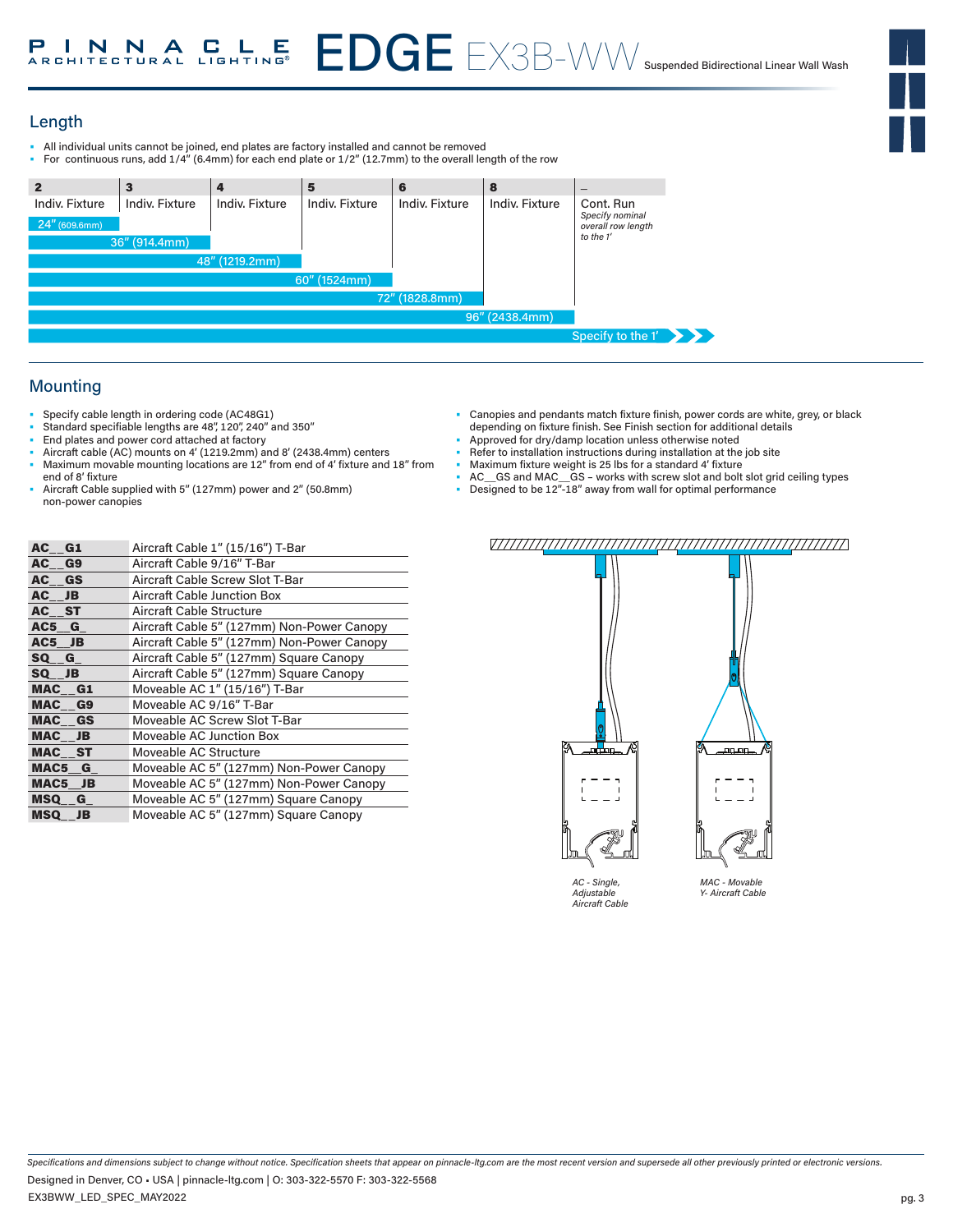# PINNACLE ARCHITECTURAL LIGHTING® EDGE EX3B-WW Suspended Bidirectional Linear Wall Wash

## Length

- All individual units cannot be joined, end plates are factory installed and cannot be removed
- For continuous runs, add 1/4" (6.4mm) for each end plate or 1/2" (12.7mm) to the overall length of the row

| Code | Type | Length |
|---|---|---|
| 2 | Indiv. Fixture | 24" (609.6mm) |
| 3 | Indiv. Fixture | 36" (914.4mm) |
| 4 | Indiv. Fixture | 48" (1219.2mm) |
| 5 | Indiv. Fixture | 60" (1524mm) |
| 6 | Indiv. Fixture | 72" (1828.8mm) |
| 8 | Indiv. Fixture | 96" (2438.4mm) |
| _ | Cont. Run *Specify nominal overall row length to the 1'* | Specify to the 1' |

## Mounting

- Specify cable length in ordering code (AC48G1)
- Standard specifiable lengths are 48", 120", 240" and 350"
- End plates and power cord attached at factory
- Aircraft cable (AC) mounts on 4' (1219.2mm) and 8' (2438.4mm) centers
- Maximum movable mounting locations are 12" from end of 4' fixture and 18" from end of 8' fixture
- Aircraft Cable supplied with 5" (127mm) power and 2" (50.8mm) non-power canopies
- Canopies and pendants match fixture finish, power cords are white, grey, or black depending on fixture finish. See Finish section for additional details
- Approved for dry/damp location unless otherwise noted
- Refer to installation instructions during installation at the job site
- Maximum fixture weight is 25 lbs for a standard 4' fixture
- AC__GS and MAC__GS – works with screw slot and bolt slot grid ceiling types
- Designed to be 12"-18" away from wall for optimal performance

| Code | Description |
|---|---|
| **AC__G1** | Aircraft Cable 1" (15/16") T-Bar |
| **AC__G9** | Aircraft Cable 9/16" T-Bar |
| **AC__GS** | Aircraft Cable Screw Slot T-Bar |
| **AC__JB** | Aircraft Cable Junction Box |
| **AC__ST** | Aircraft Cable Structure |
| **AC5__G_** | Aircraft Cable 5" (127mm) Non-Power Canopy |
| **AC5__JB** | Aircraft Cable 5" (127mm) Non-Power Canopy |
| **SQ__G_** | Aircraft Cable 5" (127mm) Square Canopy |
| **SQ__JB** | Aircraft Cable 5" (127mm) Square Canopy |
| **MAC__G1** | Moveable AC 1" (15/16") T-Bar |
| **MAC__G9** | Moveable AC 9/16" T-Bar |
| **MAC__GS** | Moveable AC Screw Slot T-Bar |
| **MAC__JB** | Moveable AC Junction Box |
| **MAC__ST** | Moveable AC Structure |
| **MAC5__G_** | Moveable AC 5" (127mm) Non-Power Canopy |
| **MAC5__JB** | Moveable AC 5" (127mm) Non-Power Canopy |
| **MSQ__G_** | Moveable AC 5" (127mm) Square Canopy |
| **MSQ__JB** | Moveable AC 5" (127mm) Square Canopy |

*AC - Single, Adjustable Aircraft Cable*

*MAC - Movable Y- Aircraft Cable*

*Specifications and dimensions subject to change without notice. Specification sheets that appear on pinnacle-ltg.com are the most recent version and supersede all other previously printed or electronic versions.*

Designed in Denver, CO • USA | pinnacle-ltg.com | O: 303-322-5570 F: 303-322-5568

EX3BWW_LED_SPEC_MAY2022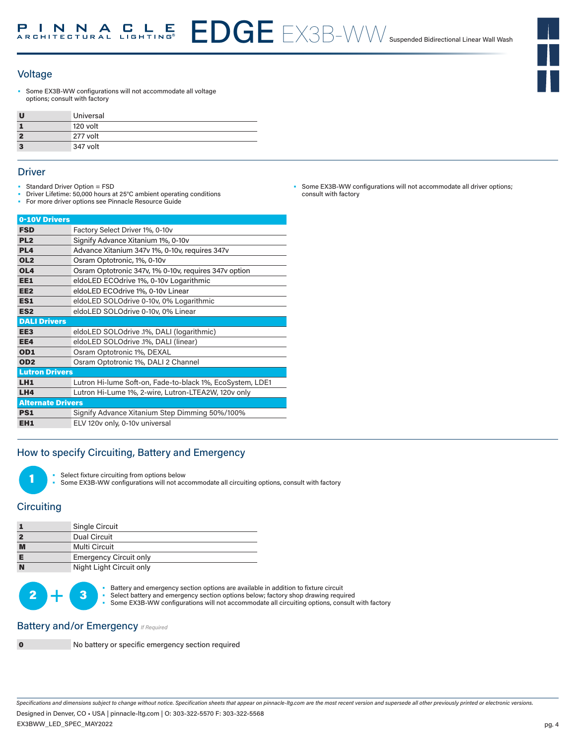# EDGE EX3B-WW Suspended Bidirectional Linear Wall Wash

## Voltage

- Some EX3B-WW configurations will not accommodate all voltage options; consult with factory

| | |
|---|---|
| **U** | Universal |
| **1** | 120 volt |
| **2** | 277 volt |
| **3** | 347 volt |

## Driver

- Standard Driver Option = FSD
- Driver Lifetime: 50,000 hours at 25°C ambient operating conditions
- For more driver options see Pinnacle Resource Guide
- Some EX3B-WW configurations will not accommodate all driver options; consult with factory

| **0-10V Drivers** | |
|---|---|
| **FSD** | Factory Select Driver 1%, 0-10v |
| **PL2** | Signify Advance Xitanium 1%, 0-10v |
| **PL4** | Advance Xitanium 347v 1%, 0-10v, requires 347v |
| **OL2** | Osram Optotronic, 1%, 0-10v |
| **OL4** | Osram Optotronic 347v, 1% 0-10v, requires 347v option |
| **EE1** | eldoLED ECOdrive 1%, 0-10v Logarithmic |
| **EE2** | eldoLED ECOdrive 1%, 0-10v Linear |
| **ES1** | eldoLED SOLOdrive 0-10v, 0% Logarithmic |
| **ES2** | eldoLED SOLOdrive 0-10v, 0% Linear |
| **DALI Drivers** | |
| **EE3** | eldoLED SOLOdrive .1%, DALI (logarithmic) |
| **EE4** | eldoLED SOLOdrive .1%, DALI (linear) |
| **OD1** | Osram Optotronic 1%, DEXAL |
| **OD2** | Osram Optotronic 1%, DALI 2 Channel |
| **Lutron Drivers** | |
| **LH1** | Lutron Hi-lume Soft-on, Fade-to-black 1%, EcoSystem, LDE1 |
| **LH4** | Lutron Hi-Lume 1%, 2-wire, Lutron-LTEA2W, 120v only |
| **Alternate Drivers** | |
| **PS1** | Signify Advance Xitanium Step Dimming 50%/100% |
| **EH1** | ELV 120v only, 0-10v universal |

## How to specify Circuiting, Battery and Emergency

**1**

- Select fixture circuiting from options below
- Some EX3B-WW configurations will not accommodate all circuiting options, consult with factory

## Circuiting

| | |
|---|---|
| **1** | Single Circuit |
| **2** | Dual Circuit |
| **M** | Multi Circuit |
| **E** | Emergency Circuit only |
| **N** | Night Light Circuit only |

**2 + 3**

- Battery and emergency section options are available in addition to fixture circuit
- Select battery and emergency section options below; factory shop drawing required
- Some EX3B-WW configurations will not accommodate all circuiting options, consult with factory

## Battery and/or Emergency *If Required*

| | |
|---|---|
| **0** | No battery or specific emergency section required |

*Specifications and dimensions subject to change without notice. Specification sheets that appear on pinnacle-ltg.com are the most recent version and supersede all other previously printed or electronic versions.*

Designed in Denver, CO • USA | pinnacle-ltg.com | O: 303-322-5570 F: 303-322-5568

EX3BWW_LED_SPEC_MAY2022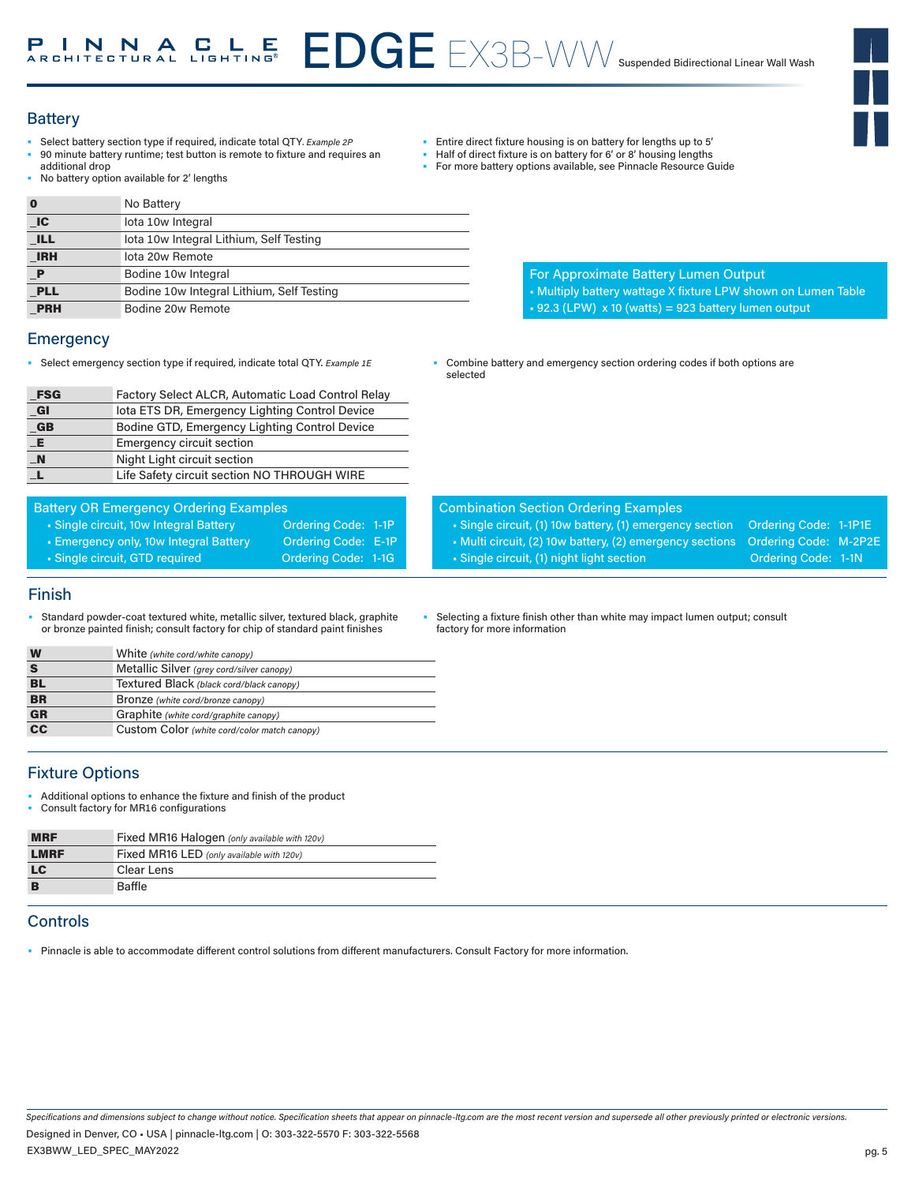# Battery

- Select battery section type if required, indicate total QTY. *Example 2P*
- 90 minute battery runtime; test button is remote to fixture and requires an additional drop
- No battery option available for 2' lengths
- Entire direct fixture housing is on battery for lengths up to 5'
- Half of direct fixture is on battery for 6' or 8' housing lengths
- For more battery options available, see Pinnacle Resource Guide

| Code | Description |
|---|---|
| **0** | No Battery |
| **_IC** | Iota 10w Integral |
| **_ILL** | Iota 10w Integral Lithium, Self Testing |
| **_IRH** | Iota 20w Remote |
| **_P** | Bodine 10w Integral |
| **_PLL** | Bodine 10w Integral Lithium, Self Testing |
| **_PRH** | Bodine 20w Remote |

**For Approximate Battery Lumen Output**
- Multiply battery wattage X fixture LPW shown on Lumen Table
- 92.3 (LPW) x 10 (watts) = 923 battery lumen output

# Emergency

- Select emergency section type if required, indicate total QTY. *Example 1E*
- Combine battery and emergency section ordering codes if both options are selected

| Code | Description |
|---|---|
| **_FSG** | Factory Select ALCR, Automatic Load Control Relay |
| **_GI** | Iota ETS DR, Emergency Lighting Control Device |
| **_GB** | Bodine GTD, Emergency Lighting Control Device |
| **_E** | Emergency circuit section |
| **_N** | Night Light circuit section |
| **_L** | Life Safety circuit section NO THROUGH WIRE |

**Battery OR Emergency Ordering Examples**

| Example | Ordering Code |
|---|---|
| Single circuit, 10w Integral Battery | 1-1P |
| Emergency only, 10w Integral Battery | E-1P |
| Single circuit, GTD required | 1-1G |

**Combination Section Ordering Examples**

| Example | Ordering Code |
|---|---|
| Single circuit, (1) 10w battery, (1) emergency section | 1-1P1E |
| Multi circuit, (2) 10w battery, (2) emergency sections | M-2P2E |
| Single circuit, (1) night light section | 1-1N |

# Finish

- Standard powder-coat textured white, metallic silver, textured black, graphite or bronze painted finish; consult factory for chip of standard paint finishes
- Selecting a fixture finish other than white may impact lumen output; consult factory for more information

| Code | Description |
|---|---|
| **W** | White *(white cord/white canopy)* |
| **S** | Metallic Silver *(grey cord/silver canopy)* |
| **BL** | Textured Black *(black cord/black canopy)* |
| **BR** | Bronze *(white cord/bronze canopy)* |
| **GR** | Graphite *(white cord/graphite canopy)* |
| **CC** | Custom Color *(white cord/color match canopy)* |

# Fixture Options

- Additional options to enhance the fixture and finish of the product
- Consult factory for MR16 configurations

| Code | Description |
|---|---|
| **MRF** | Fixed MR16 Halogen *(only available with 120v)* |
| **LMRF** | Fixed MR16 LED *(only available with 120v)* |
| **LC** | Clear Lens |
| **B** | Baffle |

# Controls

- Pinnacle is able to accommodate different control solutions from different manufacturers. Consult Factory for more information.

*Specifications and dimensions subject to change without notice. Specification sheets that appear on pinnacle-ltg.com are the most recent version and supersede all other previously printed or electronic versions.*

Designed in Denver, CO • USA | pinnacle-ltg.com | O: 303-322-5570 F: 303-322-5568

EX3BWW_LED_SPEC_MAY2022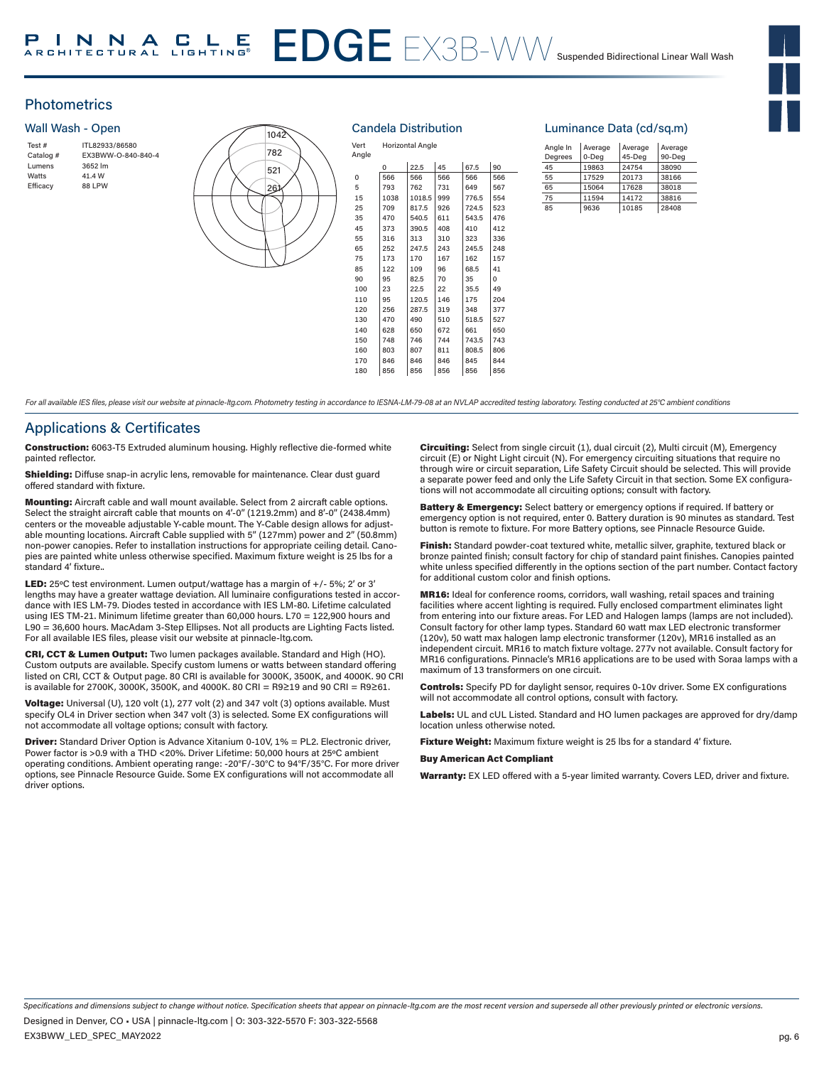# PINNACLE ARCHITECTURAL LIGHTING® EDGE EX3B-WW Suspended Bidirectional Linear Wall Wash

## Photometrics

### Wall Wash - Open

| | |
|---|---|
| Test # | ITL82933/86580 |
| Catalog # | EX3BWW-O-840-840-4 |
| Lumens | 3652 lm |
| Watts | 41.4 W |
| Efficacy | 88 LPW |

1042
782
521
261

### Candela Distribution

| Vert Angle | Horizontal Angle | | | | |
|---|---|---|---|---|---|
| | 0 | 22.5 | 45 | 67.5 | 90 |
| 0 | 566 | 566 | 566 | 566 | 566 |
| 5 | 793 | 762 | 731 | 649 | 567 |
| 15 | 1038 | 1018.5 | 999 | 776.5 | 554 |
| 25 | 709 | 817.5 | 926 | 724.5 | 523 |
| 35 | 470 | 540.5 | 611 | 543.5 | 476 |
| 45 | 373 | 390.5 | 408 | 410 | 412 |
| 55 | 316 | 313 | 310 | 323 | 336 |
| 65 | 252 | 247.5 | 243 | 245.5 | 248 |
| 75 | 173 | 170 | 167 | 162 | 157 |
| 85 | 122 | 109 | 96 | 68.5 | 41 |
| 90 | 95 | 82.5 | 70 | 35 | 0 |
| 100 | 23 | 22.5 | 22 | 35.5 | 49 |
| 110 | 95 | 120.5 | 146 | 175 | 204 |
| 120 | 256 | 287.5 | 319 | 348 | 377 |
| 130 | 470 | 490 | 510 | 518.5 | 527 |
| 140 | 628 | 650 | 672 | 661 | 650 |
| 150 | 748 | 746 | 744 | 743.5 | 743 |
| 160 | 803 | 807 | 811 | 808.5 | 806 |
| 170 | 846 | 846 | 846 | 845 | 844 |
| 180 | 856 | 856 | 856 | 856 | 856 |

### Luminance Data (cd/sq.m)

| Angle In Degrees | Average 0-Deg | Average 45-Deg | Average 90-Deg |
|---|---|---|---|
| 45 | 19863 | 24754 | 38090 |
| 55 | 17529 | 20173 | 38166 |
| 65 | 15064 | 17628 | 38018 |
| 75 | 11594 | 14172 | 38816 |
| 85 | 9636 | 10185 | 28408 |

*For all available IES files, please visit our website at pinnacle-ltg.com. Photometry testing in accordance to IESNA-LM-79-08 at an NVLAP accredited testing laboratory. Testing conducted at 25°C ambient conditions*

## Applications & Certificates

**Construction:** 6063-T5 Extruded aluminum housing. Highly reflective die-formed white painted reflector.

**Shielding:** Diffuse snap-in acrylic lens, removable for maintenance. Clear dust guard offered standard with fixture.

**Mounting:** Aircraft cable and wall mount available. Select from 2 aircraft cable options. Select the straight aircraft cable that mounts on 4'-0" (1219.2mm) and 8'-0" (2438.4mm) centers or the moveable adjustable Y-cable mount. The Y-Cable design allows for adjustable mounting locations. Aircraft Cable supplied with 5" (127mm) power and 2" (50.8mm) non-power canopies. Refer to installation instructions for appropriate ceiling detail. Canopies are painted white unless otherwise specified. Maximum fixture weight is 25 lbs for a standard 4' fixture..

**LED:** 25ºC test environment. Lumen output/wattage has a margin of +/- 5%; 2' or 3' lengths may have a greater wattage deviation. All luminaire configurations tested in accordance with IES LM-79. Diodes tested in accordance with IES LM-80. Lifetime calculated using IES TM-21. Minimum lifetime greater than 60,000 hours. L70 = 122,900 hours and L90 = 36,600 hours. MacAdam 3-Step Ellipses. Not all products are Lighting Facts listed. For all available IES files, please visit our website at pinnacle-ltg.com.

**CRI, CCT & Lumen Output:** Two lumen packages available. Standard and High (HO). Custom outputs are available. Specify custom lumens or watts between standard offering listed on CRI, CCT & Output page. 80 CRI is available for 3000K, 3500K, and 4000K. 90 CRI is available for 2700K, 3000K, 3500K, and 4000K. 80 CRI = R9≥19 and 90 CRI = R9≥61.

**Voltage:** Universal (U), 120 volt (1), 277 volt (2) and 347 volt (3) options available. Must specify OL4 in Driver section when 347 volt (3) is selected. Some EX configurations will not accommodate all voltage options; consult with factory.

**Driver:** Standard Driver Option is Advance Xitanium 0-10V, 1% = PL2. Electronic driver, Power factor is >0.9 with a THD <20%. Driver Lifetime: 50,000 hours at 25ºC ambient operating conditions. Ambient operating range: -20°F/-30°C to 94°F/35°C. For more driver options, see Pinnacle Resource Guide. Some EX configurations will not accommodate all driver options.

**Circuiting:** Select from single circuit (1), dual circuit (2), Multi circuit (M), Emergency circuit (E) or Night Light circuit (N). For emergency circuiting situations that require no through wire or circuit separation, Life Safety Circuit should be selected. This will provide a separate power feed and only the Life Safety Circuit in that section. Some EX configurations will not accommodate all circuiting options; consult with factory.

**Battery & Emergency:** Select battery or emergency options if required. If battery or emergency option is not required, enter 0. Battery duration is 90 minutes as standard. Test button is remote to fixture. For more Battery options, see Pinnacle Resource Guide.

**Finish:** Standard powder-coat textured white, metallic silver, graphite, textured black or bronze painted finish; consult factory for chip of standard paint finishes. Canopies painted white unless specified differently in the options section of the part number. Contact factory for additional custom color and finish options.

**MR16:** Ideal for conference rooms, corridors, wall washing, retail spaces and training facilities where accent lighting is required. Fully enclosed compartment eliminates light from entering into our fixture areas. For LED and Halogen lamps (lamps are not included). Consult factory for other lamp types. Standard 60 watt max LED electronic transformer (120v), 50 watt max halogen lamp electronic transformer (120v), MR16 installed as an independent circuit. MR16 to match fixture voltage. 277v not available. Consult factory for MR16 configurations. Pinnacle's MR16 applications are to be used with Soraa lamps with a maximum of 13 transformers on one circuit.

**Controls:** Specify PD for daylight sensor, requires 0-10v driver. Some EX configurations will not accommodate all control options, consult with factory.

**Labels:** UL and cUL Listed. Standard and HO lumen packages are approved for dry/damp location unless otherwise noted.

**Fixture Weight:** Maximum fixture weight is 25 lbs for a standard 4' fixture.

**Buy American Act Compliant**

**Warranty:** EX LED offered with a 5-year limited warranty. Covers LED, driver and fixture.

*Specifications and dimensions subject to change without notice. Specification sheets that appear on pinnacle-ltg.com are the most recent version and supersede all other previously printed or electronic versions.*

Designed in Denver, CO • USA | pinnacle-ltg.com | O: 303-322-5570 F: 303-322-5568

EX3BWW_LED_SPEC_MAY2022